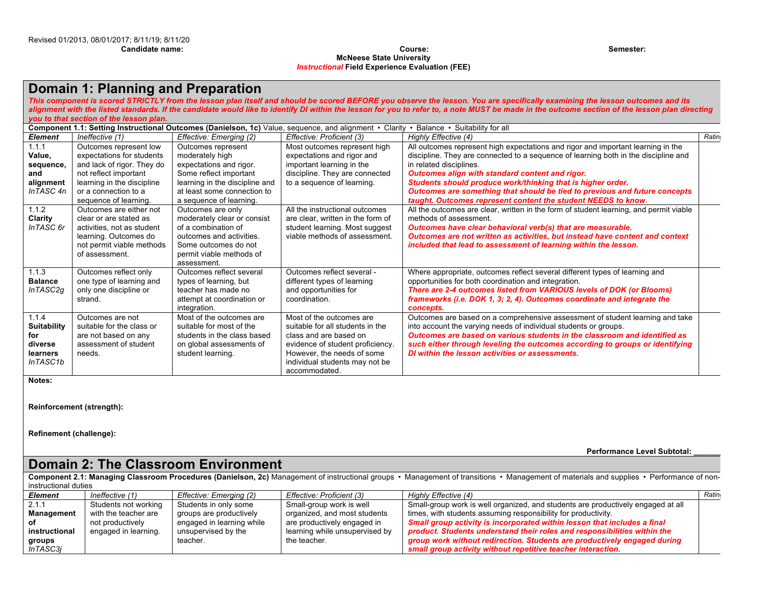Revised 01/2013, 08/01/2017; 8/11/19; 8/11/20

**Candidate name:** **Course:** **Semester:**

**McNeese State University**

***Instructional* Field Experience Evaluation (FEE)**

# Domain 1: Planning and Preparation

***This component is scored STRICTLY from the lesson plan itself and should be scored BEFORE you observe the lesson. You are specifically examining the lesson outcomes and its alignment with the listed standards. If the candidate would like to identify DI within the lesson for you to refer to, a note MUST be made in the outcome section of the lesson plan directing you to that section of the lesson plan.***

**Component 1.1: Setting Instructional Outcomes (Danielson, 1c)** Value, sequence, and alignment • Clarity • Balance • Suitability for all

| *Element* | *Ineffective (1)* | *Effective: Emerging (2)* | *Effective: Proficient (3)* | *Highly Effective (4)* | Rating |
|---|---|---|---|---|---|
| 1.1.1 **Value, sequence, and alignment** *InTASC 4n* | Outcomes represent low expectations for students and lack of rigor. They do not reflect important learning in the discipline or a connection to a sequence of learning. | Outcomes represent moderately high expectations and rigor. Some reflect important learning in the discipline and at least some connection to a sequence of learning. | Most outcomes represent high expectations and rigor and important learning in the discipline. They are connected to a sequence of learning. | All outcomes represent high expectations and rigor and important learning in the discipline. They are connected to a sequence of learning both in the discipline and in related disciplines. ***Outcomes align with standard content and rigor.*** ***Students should produce work/thinking that is higher order.*** ***Outcomes are something that should be tied to previous and future concepts taught. Outcomes represent content the student NEEDS to know.*** | |
| 1.1.2 **Clarity** *InTASC 6r* | Outcomes are either not clear or are stated as activities, not as student learning. Outcomes do not permit viable methods of assessment. | Outcomes are only moderately clear or consist of a combination of outcomes and activities. Some outcomes do not permit viable methods of assessment. | All the instructional outcomes are clear, written in the form of student learning. Most suggest viable methods of assessment. | All the outcomes are clear, written in the form of student learning, and permit viable methods of assessment. ***Outcomes have clear behavioral verb(s) that are measurable.*** ***Outcomes are not written as activities, but instead have content and context included that lead to assessment of learning within the lesson.*** | |
| 1.1.3 **Balance** *InTASC2g* | Outcomes reflect only one type of learning and only one discipline or strand. | Outcomes reflect several types of learning, but teacher has made no attempt at coordination or integration. | Outcomes reflect several - different types of learning and opportunities for coordination. | Where appropriate, outcomes reflect several different types of learning and opportunities for both coordination and integration. ***There are 2-4 outcomes listed from VARIOUS levels of DOK (or Blooms) frameworks (i.e. DOK 1, 3; 2, 4). Outcomes coordinate and integrate the concepts.*** | |
| 1.1.4 **Suitability for diverse learners** *InTASC1b* | Outcomes are not suitable for the class or are not based on any assessment of student needs. | Most of the outcomes are suitable for most of the students in the class based on global assessments of student learning. | Most of the outcomes are suitable for all students in the class and are based on evidence of student proficiency. However, the needs of some individual students may not be accommodated. | Outcomes are based on a comprehensive assessment of student learning and take into account the varying needs of individual students or groups. ***Outcomes are based on various students in the classroom and identified as such either through leveling the outcomes according to groups or identifying DI within the lesson activities or assessments.*** | |

**Notes:**

**Reinforcement (strength):**

**Refinement (challenge):**

**Performance Level Subtotal: ______**

# Domain 2: The Classroom Environment

**Component 2.1: Managing Classroom Procedures (Danielson, 2c)** Management of instructional groups • Management of transitions • Management of materials and supplies • Performance of non-instructional duties

| *Element* | *Ineffective (1)* | *Effective: Emerging (2)* | *Effective: Proficient (3)* | *Highly Effective (4)* | Rating |
|---|---|---|---|---|---|
| 2.1.1 **Management of instructional groups** *InTASC3j* | Students not working with the teacher are not productively engaged in learning. | Students in only some groups are productively engaged in learning while unsupervised by the teacher. | Small-group work is well organized, and most students are productively engaged in learning while unsupervised by the teacher. | Small-group work is well organized, and students are productively engaged at all times, with students assuming responsibility for productivity. ***Small group activity is incorporated within lesson that includes a final product. Students understand their roles and responsibilities within the group work without redirection. Students are productively engaged during small group activity without repetitive teacher interaction.*** | |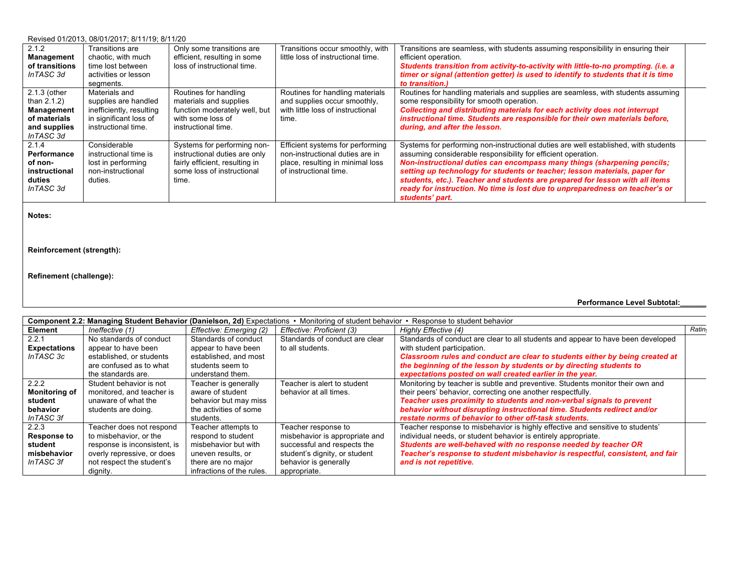Revised 01/2013, 08/01/2017; 8/11/19; 8/11/20

| | | | | | |
|---|---|---|---|---|---|
| 2.1.2 **Management of transitions** *InTASC 3d* | Transitions are chaotic, with much time lost between activities or lesson segments. | Only some transitions are efficient, resulting in some loss of instructional time. | Transitions occur smoothly, with little loss of instructional time. | Transitions are seamless, with students assuming responsibility in ensuring their efficient operation. ***Students transition from activity-to-activity with little-to-no prompting. (i.e. a timer or signal (attention getter) is used to identify to students that it is time to transition.)*** | |
| 2.1.3 (other than 2.1.2) **Management of materials and supplies** *InTASC 3d* | Materials and supplies are handled inefficiently, resulting in significant loss of instructional time. | Routines for handling materials and supplies function moderately well, but with some loss of instructional time. | Routines for handling materials and supplies occur smoothly, with little loss of instructional time. | Routines for handling materials and supplies are seamless, with students assuming some responsibility for smooth operation. ***Collecting and distributing materials for each activity does not interrupt instructional time. Students are responsible for their own materials before, during, and after the lesson.*** | |
| 2.1.4 **Performance of non-instructional duties** *InTASC 3d* | Considerable instructional time is lost in performing non-instructional duties. | Systems for performing non-instructional duties are only fairly efficient, resulting in some loss of instructional time. | Efficient systems for performing non-instructional duties are in place, resulting in minimal loss of instructional time. | Systems for performing non-instructional duties are well established, with students assuming considerable responsibility for efficient operation. ***Non-instructional duties can encompass many things (sharpening pencils; setting up technology for students or teacher; lesson materials, paper for students, etc.). Teacher and students are prepared for lesson with all items ready for instruction. No time is lost due to unpreparedness on teacher's or students' part.*** | |

**Notes:**

**Reinforcement (strength):**

**Refinement (challenge):**

**Performance Level Subtotal:______**

| **Component 2.2: Managing Student Behavior (Danielson, 2d)** Expectations • Monitoring of student behavior • Response to student behavior | | | | | |
|---|---|---|---|---|---|
| **Element** | *Ineffective (1)* | *Effective: Emerging (2)* | *Effective: Proficient (3)* | *Highly Effective (4)* | *Rating* |
| 2.2.1 **Expectations** *InTASC 3c* | No standards of conduct appear to have been established, or students are confused as to what the standards are. | Standards of conduct appear to have been established, and most students seem to understand them. | Standards of conduct are clear to all students. | Standards of conduct are clear to all students and appear to have been developed with student participation. ***Classroom rules and conduct are clear to students either by being created at the beginning of the lesson by students or by directing students to expectations posted on wall created earlier in the year.*** | |
| 2.2.2 **Monitoring of student behavior** *InTASC 3f* | Student behavior is not monitored, and teacher is unaware of what the students are doing. | Teacher is generally aware of student behavior but may miss the activities of some students. | Teacher is alert to student behavior at all times. | Monitoring by teacher is subtle and preventive. Students monitor their own and their peers' behavior, correcting one another respectfully. ***Teacher uses proximity to students and non-verbal signals to prevent behavior without disrupting instructional time. Students redirect and/or restate norms of behavior to other off-task students.*** | |
| 2.2.3 **Response to student misbehavior** *InTASC 3f* | Teacher does not respond to misbehavior, or the response is inconsistent, is overly repressive, or does not respect the student's dignity. | Teacher attempts to respond to student misbehavior but with uneven results, or there are no major infractions of the rules. | Teacher response to misbehavior is appropriate and successful and respects the student's dignity, or student behavior is generally appropriate. | Teacher response to misbehavior is highly effective and sensitive to students' individual needs, or student behavior is entirely appropriate. ***Students are well-behaved with no response needed by teacher OR Teacher's response to student misbehavior is respectful, consistent, and fair and is not repetitive.*** | |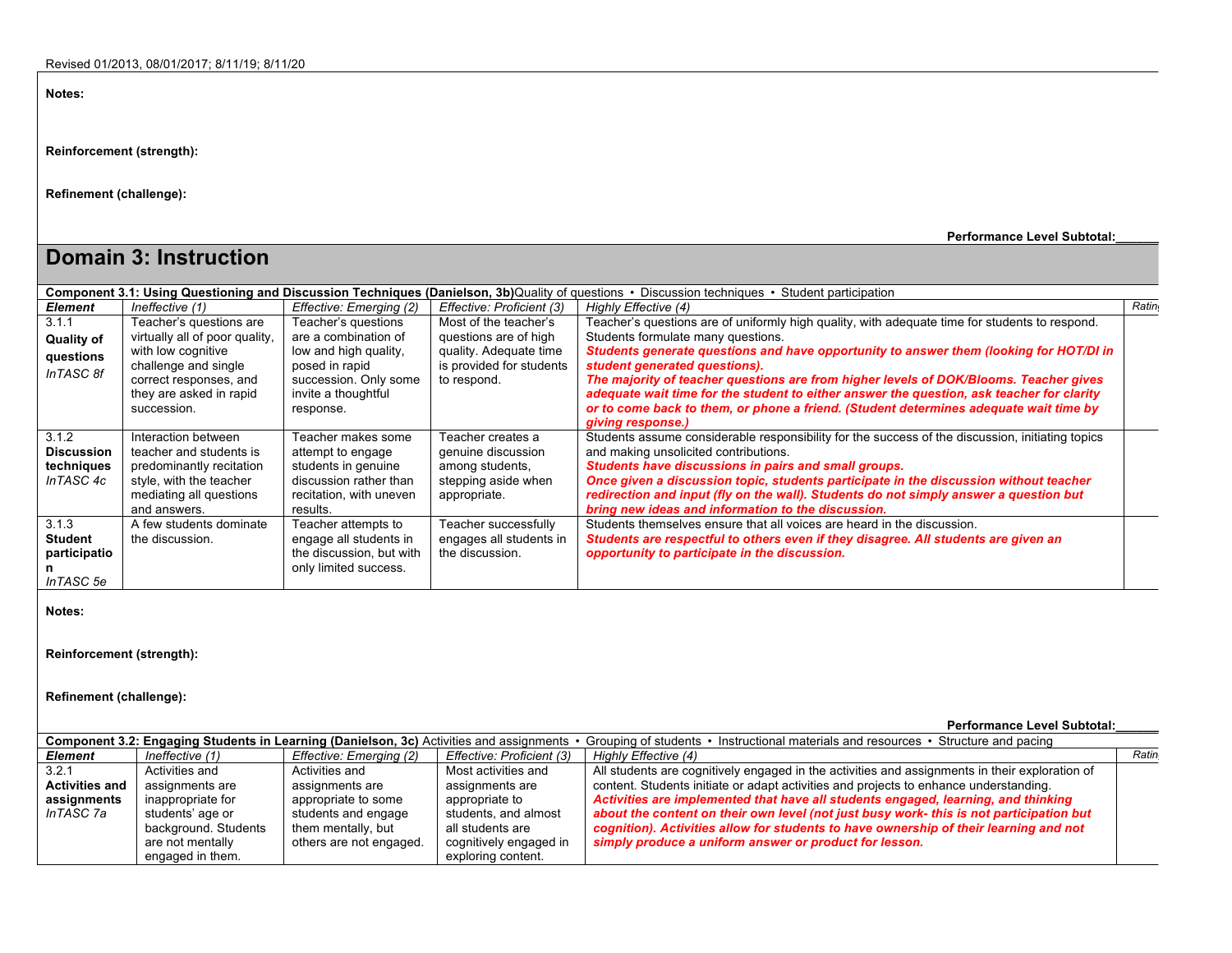**Notes:**

**Reinforcement (strength):**

**Refinement (challenge):**

**Performance Level Subtotal:______**

# Domain 3: Instruction

**Component 3.1: Using Questioning and Discussion Techniques (Danielson, 3b)** Quality of questions • Discussion techniques • Student participation

| *Element* | *Ineffective (1)* | *Effective: Emerging (2)* | *Effective: Proficient (3)* | *Highly Effective (4)* | *Rating* |
|---|---|---|---|---|---|
| 3.1.1 **Quality of questions** *InTASC 8f* | Teacher's questions are virtually all of poor quality, with low cognitive challenge and single correct responses, and they are asked in rapid succession. | Teacher's questions are a combination of low and high quality, posed in rapid succession. Only some invite a thoughtful response. | Most of the teacher's questions are of high quality. Adequate time is provided for students to respond. | Teacher's questions are of uniformly high quality, with adequate time for students to respond. Students formulate many questions. ***Students generate questions and have opportunity to answer them (looking for HOT/DI in student generated questions).*** ***The majority of teacher questions are from higher levels of DOK/Blooms. Teacher gives adequate wait time for the student to either answer the question, ask teacher for clarity or to come back to them, or phone a friend. (Student determines adequate wait time by giving response.)*** | |
| 3.1.2 **Discussion techniques** *InTASC 4c* | Interaction between teacher and students is predominantly recitation style, with the teacher mediating all questions and answers. | Teacher makes some attempt to engage students in genuine discussion rather than recitation, with uneven results. | Teacher creates a genuine discussion among students, stepping aside when appropriate. | Students assume considerable responsibility for the success of the discussion, initiating topics and making unsolicited contributions. ***Students have discussions in pairs and small groups.*** ***Once given a discussion topic, students participate in the discussion without teacher redirection and input (fly on the wall). Students do not simply answer a question but bring new ideas and information to the discussion.*** | |
| 3.1.3 **Student participation** *InTASC 5e* | A few students dominate the discussion. | Teacher attempts to engage all students in the discussion, but with only limited success. | Teacher successfully engages all students in the discussion. | Students themselves ensure that all voices are heard in the discussion. ***Students are respectful to others even if they disagree. All students are given an opportunity to participate in the discussion.*** | |

**Notes:**

**Reinforcement (strength):**

**Refinement (challenge):**

**Performance Level Subtotal:______**

**Component 3.2: Engaging Students in Learning (Danielson, 3c)** Activities and assignments • Grouping of students • Instructional materials and resources • Structure and pacing

| *Element* | *Ineffective (1)* | *Effective: Emerging (2)* | *Effective: Proficient (3)* | *Highly Effective (4)* | *Rating* |
|---|---|---|---|---|---|
| 3.2.1 **Activities and assignments** *InTASC 7a* | Activities and assignments are inappropriate for students' age or background. Students are not mentally engaged in them. | Activities and assignments are appropriate to some students and engage them mentally, but others are not engaged. | Most activities and assignments are appropriate to students, and almost all students are cognitively engaged in exploring content. | All students are cognitively engaged in the activities and assignments in their exploration of content. Students initiate or adapt activities and projects to enhance understanding. ***Activities are implemented that have all students engaged, learning, and thinking about the content on their own level (not just busy work- this is not participation but cognition). Activities allow for students to have ownership of their learning and not simply produce a uniform answer or product for lesson.*** | |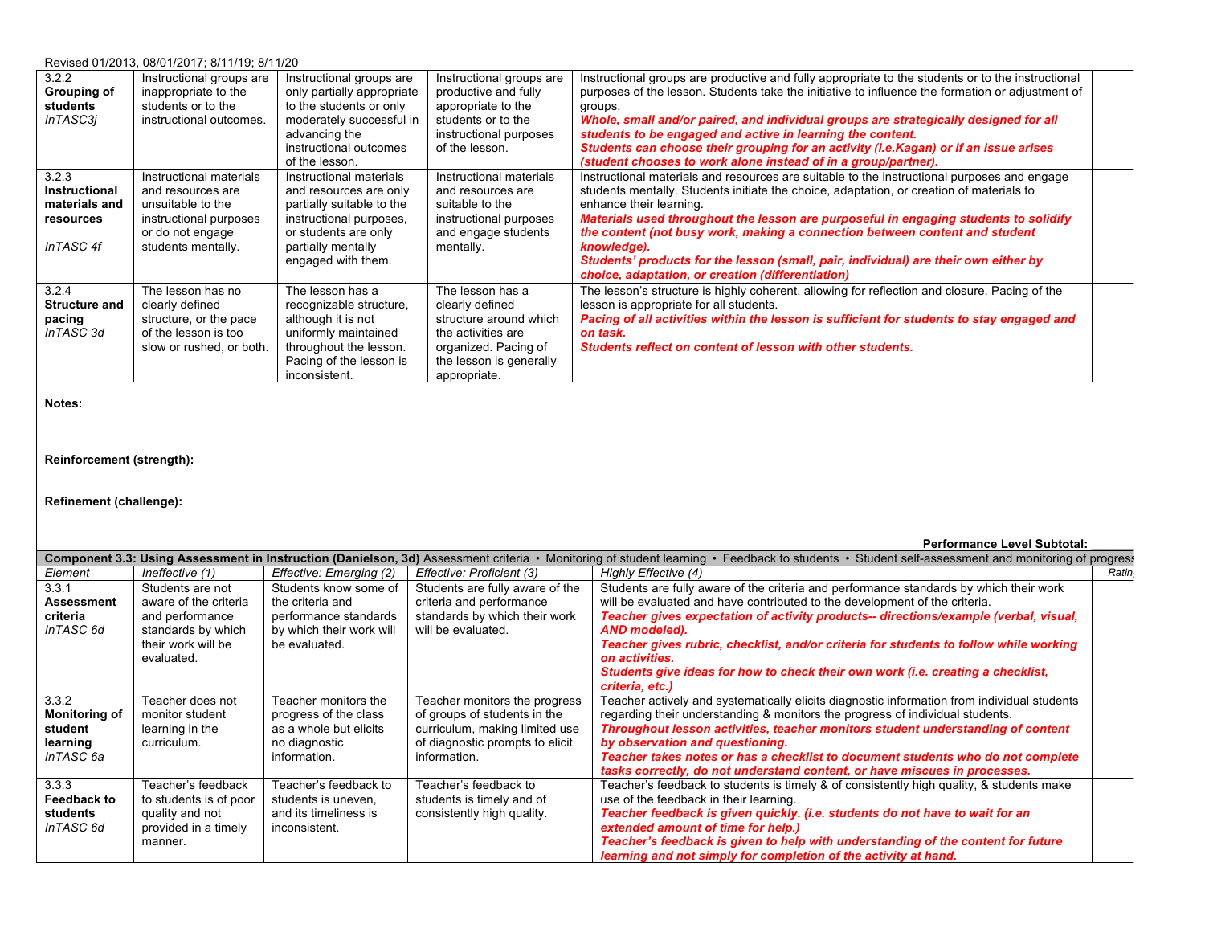Revised 01/2013, 08/01/2017; 8/11/19; 8/11/20

| | | | | | |
|---|---|---|---|---|---|
| 3.2.2 **Grouping of students** *InTASC3j* | Instructional groups are inappropriate to the students or to the instructional outcomes. | Instructional groups are only partially appropriate to the students or only moderately successful in advancing the instructional outcomes of the lesson. | Instructional groups are productive and fully appropriate to the students or to the instructional purposes of the lesson. | Instructional groups are productive and fully appropriate to the students or to the instructional purposes of the lesson. Students take the initiative to influence the formation or adjustment of groups. ***Whole, small and/or paired, and individual groups are strategically designed for all students to be engaged and active in learning the content.*** ***Students can choose their grouping for an activity (i.e.Kagan) or if an issue arises (student chooses to work alone instead of in a group/partner).*** | |
| 3.2.3 **Instructional materials and resources** *InTASC 4f* | Instructional materials and resources are unsuitable to the instructional purposes or do not engage students mentally. | Instructional materials and resources are only partially suitable to the instructional purposes, or students are only partially mentally engaged with them. | Instructional materials and resources are suitable to the instructional purposes and engage students mentally. | Instructional materials and resources are suitable to the instructional purposes and engage students mentally. Students initiate the choice, adaptation, or creation of materials to enhance their learning. ***Materials used throughout the lesson are purposeful in engaging students to solidify the content (not busy work, making a connection between content and student knowledge).*** ***Students' products for the lesson (small, pair, individual) are their own either by choice, adaptation, or creation (differentiation)*** | |
| 3.2.4 **Structure and pacing** *InTASC 3d* | The lesson has no clearly defined structure, or the pace of the lesson is too slow or rushed, or both. | The lesson has a recognizable structure, although it is not uniformly maintained throughout the lesson. Pacing of the lesson is inconsistent. | The lesson has a clearly defined structure around which the activities are organized. Pacing of the lesson is generally appropriate. | The lesson's structure is highly coherent, allowing for reflection and closure. Pacing of the lesson is appropriate for all students. ***Pacing of all activities within the lesson is sufficient for students to stay engaged and on task.*** ***Students reflect on content of lesson with other students.*** | |

**Notes:**

**Reinforcement (strength):**

**Refinement (challenge):**

**Performance Level Subtotal: \_\_\_\_\_\_**

| **Component 3.3: Using Assessment in Instruction (Danielson, 3d)** Assessment criteria • Monitoring of student learning • Feedback to students • Student self-assessment and monitoring of progress | | | | | |
|---|---|---|---|---|---|
| *Element* | *Ineffective (1)* | *Effective: Emerging (2)* | *Effective: Proficient (3)* | *Highly Effective (4)* | *Rating* |
| 3.3.1 **Assessment criteria** *InTASC 6d* | Students are not aware of the criteria and performance standards by which their work will be evaluated. | Students know some of the criteria and performance standards by which their work will be evaluated. | Students are fully aware of the criteria and performance standards by which their work will be evaluated. | Students are fully aware of the criteria and performance standards by which their work will be evaluated and have contributed to the development of the criteria. ***Teacher gives expectation of activity products-- directions/example (verbal, visual, AND modeled).*** ***Teacher gives rubric, checklist, and/or criteria for students to follow while working on activities.*** ***Students give ideas for how to check their own work (i.e. creating a checklist, criteria, etc.)*** | |
| 3.3.2 **Monitoring of student learning** *InTASC 6a* | Teacher does not monitor student learning in the curriculum. | Teacher monitors the progress of the class as a whole but elicits no diagnostic information. | Teacher monitors the progress of groups of students in the curriculum, making limited use of diagnostic prompts to elicit information. | Teacher actively and systematically elicits diagnostic information from individual students regarding their understanding & monitors the progress of individual students. ***Throughout lesson activities, teacher monitors student understanding of content by observation and questioning.*** ***Teacher takes notes or has a checklist to document students who do not complete tasks correctly, do not understand content, or have miscues in processes.*** | |
| 3.3.3 **Feedback to students** *InTASC 6d* | Teacher's feedback to students is of poor quality and not provided in a timely manner. | Teacher's feedback to students is uneven, and its timeliness is inconsistent. | Teacher's feedback to students is timely and of consistently high quality. | Teacher's feedback to students is timely & of consistently high quality, & students make use of the feedback in their learning. ***Teacher feedback is given quickly. (i.e. students do not have to wait for an extended amount of time for help.)*** ***Teacher's feedback is given to help with understanding of the content for future learning and not simply for completion of the activity at hand.*** | |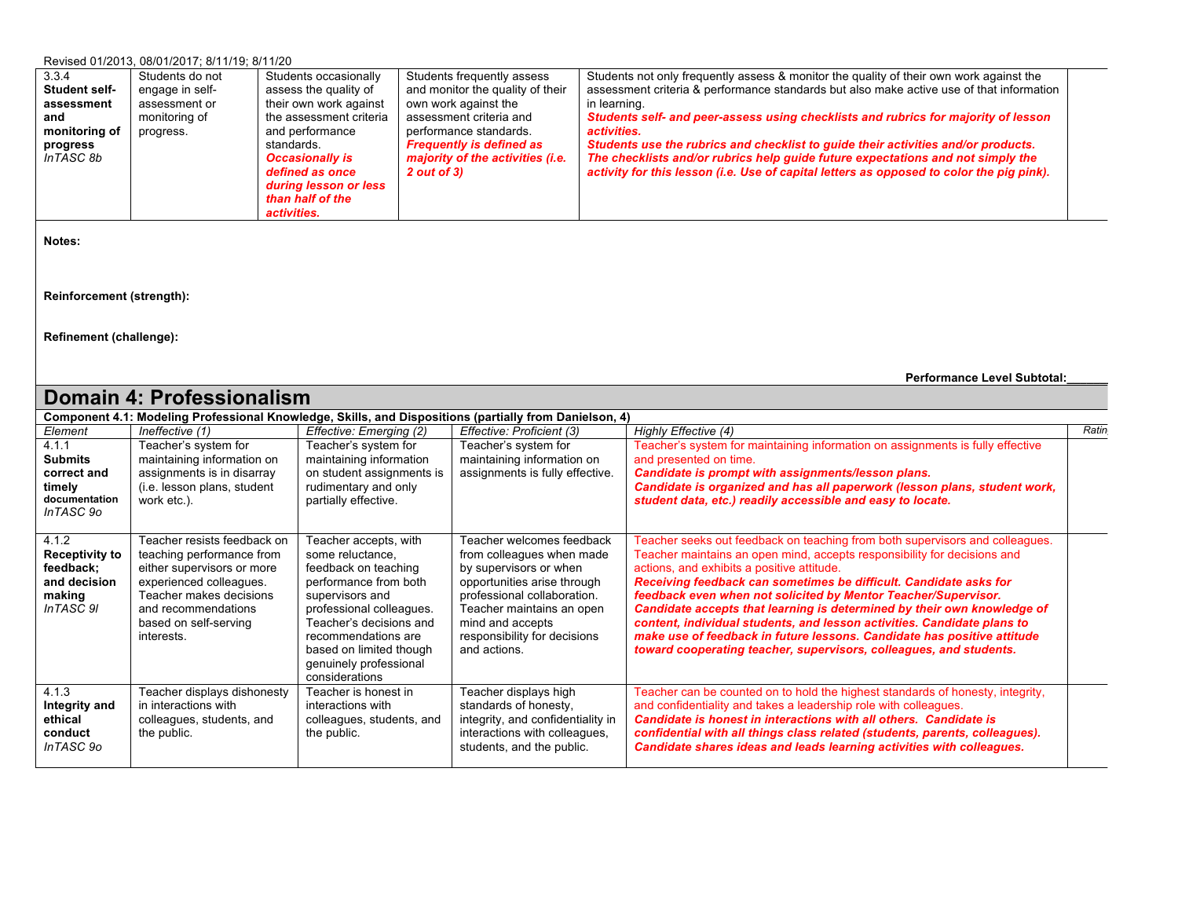Revised 01/2013, 08/01/2017; 8/11/19; 8/11/20

| | | | | | |
|---|---|---|---|---|---|
| 3.3.4 **Student self-assessment and monitoring of progress** *InTASC 8b* | Students do not engage in self-assessment or monitoring of progress. | Students occasionally assess the quality of their own work against the assessment criteria and performance standards. ***Occasionally is defined as once during lesson or less than half of the activities.*** | Students frequently assess and monitor the quality of their own work against the assessment criteria and performance standards. ***Frequently is defined as majority of the activities (i.e. 2 out of 3)*** | Students not only frequently assess & monitor the quality of their own work against the assessment criteria & performance standards but also make active use of that information in learning. ***Students self- and peer-assess using checklists and rubrics for majority of lesson activities. Students use the rubrics and checklist to guide their activities and/or products. The checklists and/or rubrics help guide future expectations and not simply the activity for this lesson (i.e. Use of capital letters as opposed to color the pig pink).*** | |

**Notes:**

**Reinforcement (strength):**

**Refinement (challenge):**

**Performance Level Subtotal:\_\_\_\_\_\_**

# Domain 4: Professionalism

**Component 4.1: Modeling Professional Knowledge, Skills, and Dispositions (partially from Danielson, 4)**

| *Element* | *Ineffective (1)* | *Effective: Emerging (2)* | *Effective: Proficient (3)* | *Highly Effective (4)* | *Rating* |
|---|---|---|---|---|---|
| 4.1.1 **Submits correct and timely documentation** *InTASC 9o* | Teacher's system for maintaining information on assignments is in disarray (i.e. lesson plans, student work etc.). | Teacher's system for maintaining information on student assignments is rudimentary and only partially effective. | Teacher's system for maintaining information on assignments is fully effective. | Teacher's system for maintaining information on assignments is fully effective and presented on time. ***Candidate is prompt with assignments/lesson plans. Candidate is organized and has all paperwork (lesson plans, student work, student data, etc.) readily accessible and easy to locate.*** | |
| 4.1.2 **Receptivity to feedback; and decision making** *InTASC 9l* | Teacher resists feedback on teaching performance from either supervisors or more experienced colleagues. Teacher makes decisions and recommendations based on self-serving interests. | Teacher accepts, with some reluctance, feedback on teaching performance from both supervisors and professional colleagues. Teacher's decisions and recommendations are based on limited though genuinely professional considerations | Teacher welcomes feedback from colleagues when made by supervisors or when opportunities arise through professional collaboration. Teacher maintains an open mind and accepts responsibility for decisions and actions. | Teacher seeks out feedback on teaching from both supervisors and colleagues. Teacher maintains an open mind, accepts responsibility for decisions and actions, and exhibits a positive attitude. ***Receiving feedback can sometimes be difficult. Candidate asks for feedback even when not solicited by Mentor Teacher/Supervisor. Candidate accepts that learning is determined by their own knowledge of content, individual students, and lesson activities. Candidate plans to make use of feedback in future lessons. Candidate has positive attitude toward cooperating teacher, supervisors, colleagues, and students.*** | |
| 4.1.3 **Integrity and ethical conduct** *InTASC 9o* | Teacher displays dishonesty in interactions with colleagues, students, and the public. | Teacher is honest in interactions with colleagues, students, and the public. | Teacher displays high standards of honesty, integrity, and confidentiality in interactions with colleagues, students, and the public. | Teacher can be counted on to hold the highest standards of honesty, integrity, and confidentiality and takes a leadership role with colleagues. ***Candidate is honest in interactions with all others. Candidate is confidential with all things class related (students, parents, colleagues). Candidate shares ideas and leads learning activities with colleagues.*** | |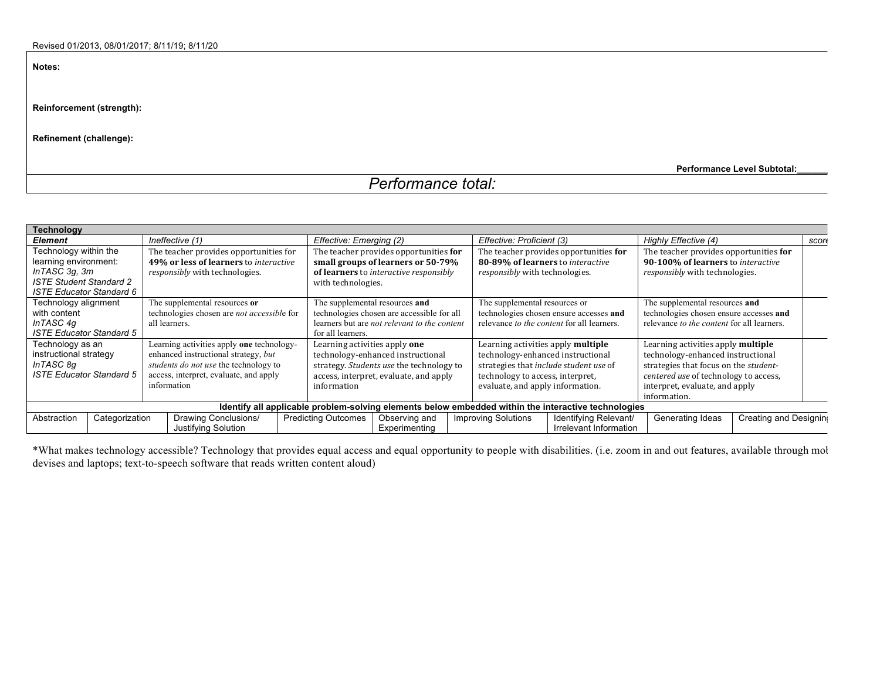Revised 01/2013, 08/01/2017; 8/11/19; 8/11/20

**Notes:**

**Reinforcement (strength):**

**Refinement (challenge):**

**Performance Level Subtotal:______**

*Performance total:*

| **Technology** | | | | | |
|---|---|---|---|---|---|
| ***Element*** | *Ineffective (1)* | *Effective: Emerging (2)* | *Effective: Proficient (3)* | *Highly Effective (4)* | *score* |
| Technology within the learning environment: *InTASC 3g, 3m* *ISTE Student Standard 2* *ISTE Educator Standard 6* | The teacher provides opportunities for **49% or less of learners** to *interactive responsibly* with technologies. | The teacher provides opportunities **for small groups of learners or 50-79% of learners** to *interactive responsibly* with technologies. | The teacher provides opportunities **for 80-89% of learners** to *interactive responsibly* with technologies. | The teacher provides opportunities **for 90-100% of learners** to *interactive responsibly* with technologies. | |
| Technology alignment with content *InTASC 4g* *ISTE Educator Standard 5* | The supplemental resources **or** technologies chosen are *not accessible* for all learners. | The supplemental resources **and** technologies chosen are accessible for all learners but are *not relevant to the content* for all learners. | The supplemental resources or technologies chosen ensure accesses **and** relevance *to the content* for all learners. | The supplemental resources **and** technologies chosen ensure accesses **and** relevance *to the content* for all learners. | |
| Technology as an instructional strategy *InTASC 8g* *ISTE Educator Standard 5* | Learning activities apply **one** technology-enhanced instructional strategy, *but students do not use* the technology to access, interpret, evaluate, and apply information | Learning activities apply **one** technology-enhanced instructional strategy. *Students use* the technology to access, interpret, evaluate, and apply information | Learning activities apply **multiple** technology-enhanced instructional strategies that *include student use* of technology to access, interpret, evaluate, and apply information. | Learning activities apply **multiple** technology-enhanced instructional strategies that focus on the *student-centered use* of technology to access, interpret, evaluate, and apply information. | |

**Identify all applicable problem-solving elements below embedded within the interactive technologies**

| | | | | | | | | |
|---|---|---|---|---|---|---|---|---|
| Abstraction | Categorization | Drawing Conclusions/ Justifying Solution | Predicting Outcomes | Observing and Experimenting | Improving Solutions | Identifying Relevant/ Irrelevant Information | Generating Ideas | Creating and Designing |

*What makes technology accessible? Technology that provides equal access and equal opportunity to people with disabilities. (i.e. zoom in and out features, available through mol devises and laptops; text-to-speech software that reads written content aloud)